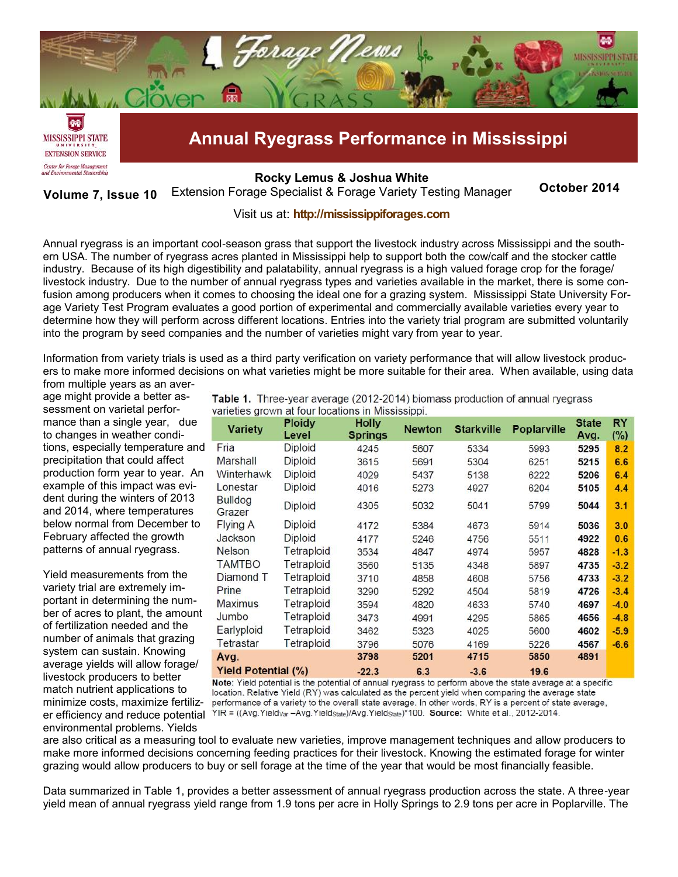# Annual Ryegrass Performance in Mississippi

**Rocky Lemus & Joshua White**

Extension Forage Specialist & Forage Variety Testing Manager

**Volume 7, Issue 10** | **October 2014**

Visit us at: **http://mississippiforages.com**

Annual ryegrass is an important cool-season grass that support the livestock industry across Mississippi and the southern USA. The number of ryegrass acres planted in Mississippi help to support both the cow/calf and the stocker cattle industry. Because of its high digestibility and palatability, annual ryegrass is a high valued forage crop for the forage/livestock industry. Due to the number of annual ryegrass types and varieties available in the market, there is some confusion among producers when it comes to choosing the ideal one for a grazing system. Mississippi State University Forage Variety Test Program evaluates a good portion of experimental and commercially available varieties every year to determine how they will perform across different locations. Entries into the variety trial program are submitted voluntarily into the program by seed companies and the number of varieties might vary from year to year.

Information from variety trials is used as a third party verification on variety performance that will allow livestock producers to make more informed decisions on what varieties might be more suitable for their area. When available, using data from multiple years as an average might provide a better assessment on varietal performance than a single year, due to changes in weather conditions, especially temperature and precipitation that could affect production form year to year. An example of this impact was evident during the winters of 2013 and 2014, where temperatures below normal from December to February affected the growth patterns of annual ryegrass.

Yield measurements from the variety trial are extremely important in determining the number of acres to plant, the amount of fertilization needed and the number of animals that grazing system can sustain. Knowing average yields will allow forage/livestock producers to better match nutrient applications to minimize costs, maximize fertilizer efficiency and reduce potential environmental problems. Yields are also critical as a measuring tool to evaluate new varieties, improve management techniques and allow producers to make more informed decisions concerning feeding practices for their livestock. Knowing the estimated forage for winter grazing would allow producers to buy or sell forage at the time of the year that would be most financially feasible.

**Table 1.** Three-year average (2012-2014) biomass production of annual ryegrass varieties grown at four locations in Mississippi.

| Variety | Ploidy Level | Holly Springs | Newton | Starkville | Poplarville | State Avg. | RY (%) |
|---|---|---|---|---|---|---|---|
| Fria | Diploid | 4245 | 5607 | 5334 | 5993 | **5295** | 8.2 |
| Marshall | Diploid | 3615 | 5691 | 5304 | 6251 | **5215** | 6.6 |
| Winterhawk | Diploid | 4029 | 5437 | 5138 | 6222 | **5206** | 6.4 |
| Lonestar | Diploid | 4016 | 5273 | 4927 | 6204 | **5105** | 4.4 |
| Bulldog Grazer | Diploid | 4305 | 5032 | 5041 | 5799 | **5044** | 3.1 |
| Flying A | Diploid | 4172 | 5384 | 4673 | 5914 | **5036** | 3.0 |
| Jackson | Diploid | 4177 | 5246 | 4756 | 5511 | **4922** | 0.6 |
| Nelson | Tetraploid | 3534 | 4847 | 4974 | 5957 | **4828** | -1.3 |
| TAMTBO | Tetraploid | 3560 | 5135 | 4348 | 5897 | **4735** | -3.2 |
| Diamond T | Tetraploid | 3710 | 4858 | 4608 | 5756 | **4733** | -3.2 |
| Prine | Tetraploid | 3290 | 5292 | 4504 | 5819 | **4726** | -3.4 |
| Maximus | Tetraploid | 3594 | 4820 | 4633 | 5740 | **4697** | -4.0 |
| Jumbo | Tetraploid | 3473 | 4991 | 4295 | 5865 | **4656** | -4.8 |
| Earlyploid | Tetraploid | 3462 | 5323 | 4025 | 5600 | **4602** | -5.9 |
| Tetrastar | Tetraploid | 3796 | 5076 | 4169 | 5226 | **4567** | -6.6 |
| **Avg.** | | **3798** | **5201** | **4715** | **5850** | **4891** | |
| **Yield Potential (%)** | | **-22.3** | **6.3** | **-3.6** | **19.6** | | |

**Note**: Yield potential is the potential of annual ryegrass to perform above the state average at a specific location. Relative Yield (RY) was calculated as the percent yield when comparing the average state performance of a variety to the overall state average. In other words, RY is a percent of state average, $YIR = ((Avg.Yield_{Var} - Avg.Yield_{State})/Avg.Yield_{State})*100$. **Source:** White et al., 2012-2014.

Data summarized in Table 1, provides a better assessment of annual ryegrass production across the state. A three-year yield mean of annual ryegrass yield range from 1.9 tons per acre in Holly Springs to 2.9 tons per acre in Poplarville. The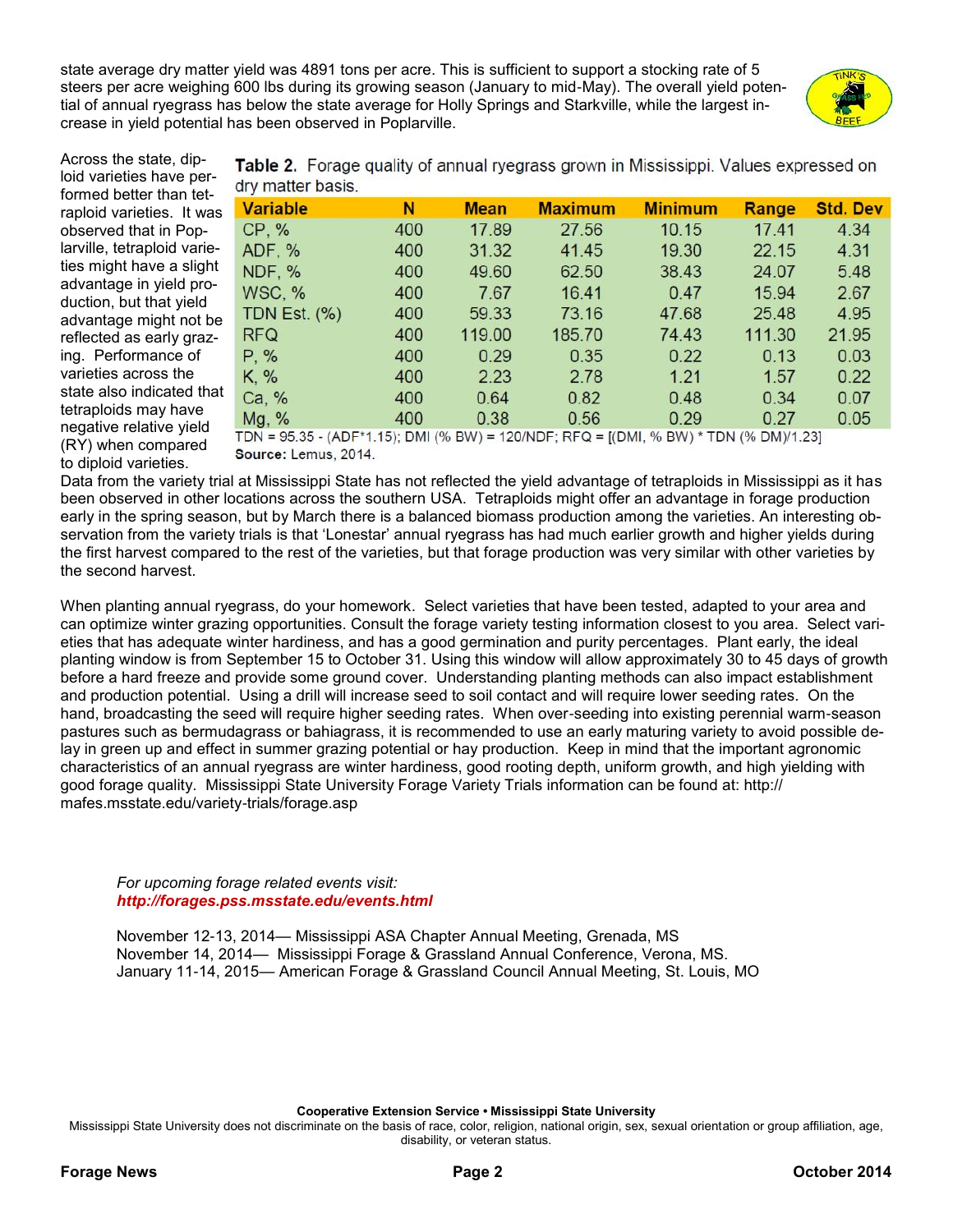state average dry matter yield was 4891 tons per acre. This is sufficient to support a stocking rate of 5 steers per acre weighing 600 lbs during its growing season (January to mid-May). The overall yield potential of annual ryegrass has below the state average for Holly Springs and Starkville, while the largest increase in yield potential has been observed in Poplarville.

Across the state, diploid varieties have performed better than tetraploid varieties. It was observed that in Poplarville, tetraploid varieties might have a slight advantage in yield production, but that yield advantage might not be reflected as early grazing. Performance of varieties across the state also indicated that tetraploids may have negative relative yield (RY) when compared to diploid varieties.

**Table 2.** Forage quality of annual ryegrass grown in Mississippi. Values expressed on dry matter basis.

| Variable | N | Mean | Maximum | Minimum | Range | Std. Dev |
|---|---|---|---|---|---|---|
| CP, % | 400 | 17.89 | 27.56 | 10.15 | 17.41 | 4.34 |
| ADF, % | 400 | 31.32 | 41.45 | 19.30 | 22.15 | 4.31 |
| NDF, % | 400 | 49.60 | 62.50 | 38.43 | 24.07 | 5.48 |
| WSC, % | 400 | 7.67 | 16.41 | 0.47 | 15.94 | 2.67 |
| TDN Est. (%) | 400 | 59.33 | 73.16 | 47.68 | 25.48 | 4.95 |
| RFQ | 400 | 119.00 | 185.70 | 74.43 | 111.30 | 21.95 |
| P, % | 400 | 0.29 | 0.35 | 0.22 | 0.13 | 0.03 |
| K, % | 400 | 2.23 | 2.78 | 1.21 | 1.57 | 0.22 |
| Ca, % | 400 | 0.64 | 0.82 | 0.48 | 0.34 | 0.07 |
| Mg, % | 400 | 0.38 | 0.56 | 0.29 | 0.27 | 0.05 |

TDN = 95.35 - (ADF*1.15); DMI (% BW) = 120/NDF; RFQ = [(DMI, % BW) * TDN (% DM)/1.23]

**Source:** Lemus, 2014.

Data from the variety trial at Mississippi State has not reflected the yield advantage of tetraploids in Mississippi as it has been observed in other locations across the southern USA. Tetraploids might offer an advantage in forage production early in the spring season, but by March there is a balanced biomass production among the varieties. An interesting observation from the variety trials is that 'Lonestar' annual ryegrass has had much earlier growth and higher yields during the first harvest compared to the rest of the varieties, but that forage production was very similar with other varieties by the second harvest.

When planting annual ryegrass, do your homework. Select varieties that have been tested, adapted to your area and can optimize winter grazing opportunities. Consult the forage variety testing information closest to you area. Select varieties that has adequate winter hardiness, and has a good germination and purity percentages. Plant early, the ideal planting window is from September 15 to October 31. Using this window will allow approximately 30 to 45 days of growth before a hard freeze and provide some ground cover. Understanding planting methods can also impact establishment and production potential. Using a drill will increase seed to soil contact and will require lower seeding rates. On the hand, broadcasting the seed will require higher seeding rates. When over-seeding into existing perennial warm-season pastures such as bermudagrass or bahiagrass, it is recommended to use an early maturing variety to avoid possible delay in green up and effect in summer grazing potential or hay production. Keep in mind that the important agronomic characteristics of an annual ryegrass are winter hardiness, good rooting depth, uniform growth, and high yielding with good forage quality. Mississippi State University Forage Variety Trials information can be found at: http://mafes.msstate.edu/variety-trials/forage.asp

*For upcoming forage related events visit:*
***http://forages.pss.msstate.edu/events.html***

November 12-13, 2014— Mississippi ASA Chapter Annual Meeting, Grenada, MS
November 14, 2014— Mississippi Forage & Grassland Annual Conference, Verona, MS.
January 11-14, 2015— American Forage & Grassland Council Annual Meeting, St. Louis, MO

**Cooperative Extension Service • Mississippi State University**

Mississippi State University does not discriminate on the basis of race, color, religion, national origin, sex, sexual orientation or group affiliation, age, disability, or veteran status.